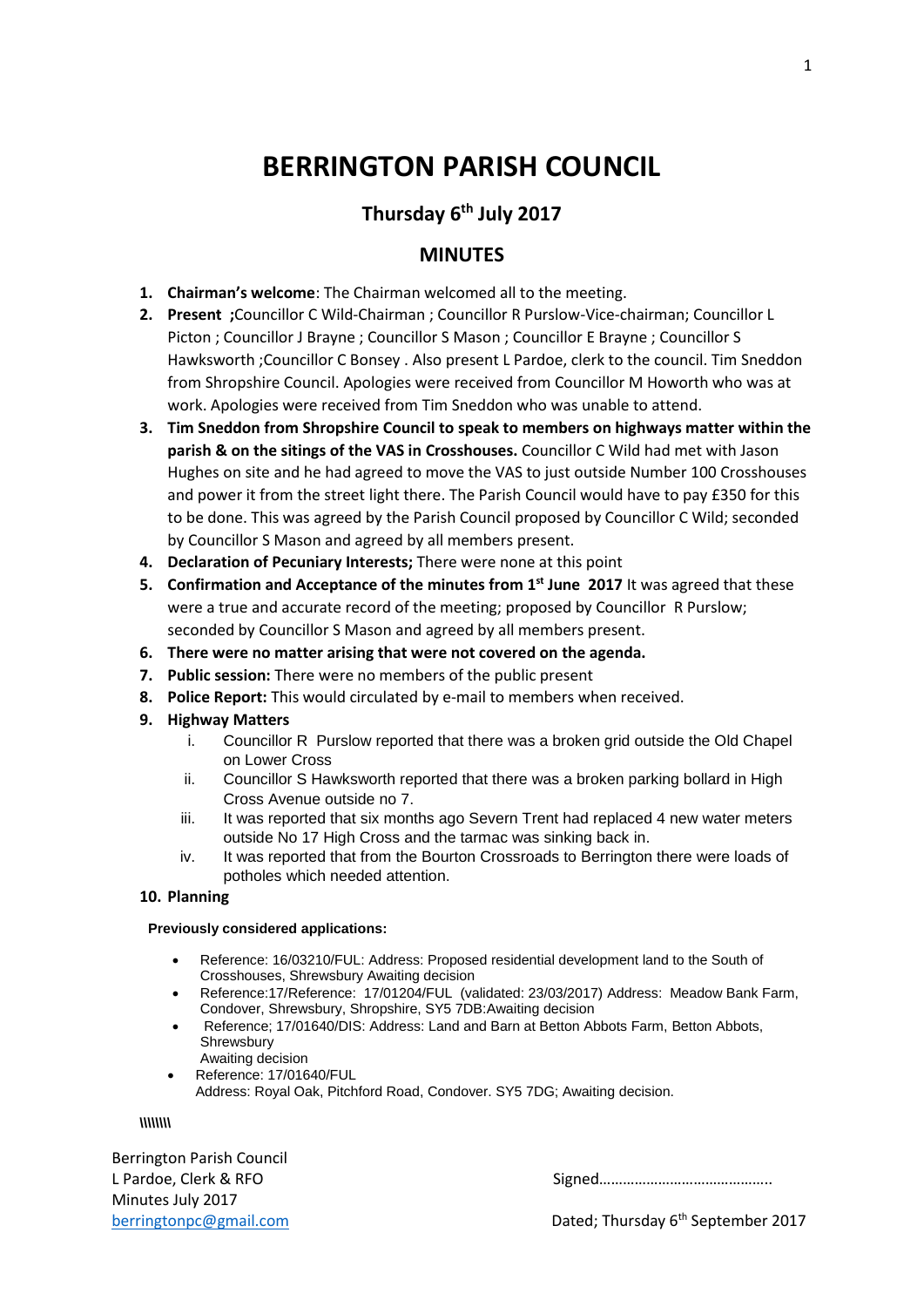# BERRINGTON PARISH COUNCIL

## Thursday 6th July 2017

## MINUTES

1. **Chairman's welcome**: The Chairman welcomed all to the meeting.
2. **Present ;**Councillor C Wild-Chairman ; Councillor R Purslow-Vice-chairman; Councillor L Picton ; Councillor J Brayne ; Councillor S Mason ; Councillor E Brayne ; Councillor S Hawksworth ;Councillor C Bonsey . Also present L Pardoe, clerk to the council. Tim Sneddon from Shropshire Council. Apologies were received from Councillor M Howorth who was at work. Apologies were received from Tim Sneddon who was unable to attend.
3. **Tim Sneddon from Shropshire Council to speak to members on highways matter within the parish & on the sitings of the VAS in Crosshouses.** Councillor C Wild had met with Jason Hughes on site and he had agreed to move the VAS to just outside Number 100 Crosshouses and power it from the street light there. The Parish Council would have to pay £350 for this to be done. This was agreed by the Parish Council proposed by Councillor C Wild; seconded by Councillor S Mason and agreed by all members present.
4. **Declaration of Pecuniary Interests;** There were none at this point
5. **Confirmation and Acceptance of the minutes from 1st June 2017** It was agreed that these were a true and accurate record of the meeting; proposed by Councillor R Purslow; seconded by Councillor S Mason and agreed by all members present.
6. **There were no matter arising that were not covered on the agenda.**
7. **Public session:** There were no members of the public present
8. **Police Report:** This would circulated by e-mail to members when received.
9. **Highway Matters**
   i. Councillor R Purslow reported that there was a broken grid outside the Old Chapel on Lower Cross
   ii. Councillor S Hawksworth reported that there was a broken parking bollard in High Cross Avenue outside no 7.
   iii. It was reported that six months ago Severn Trent had replaced 4 new water meters outside No 17 High Cross and the tarmac was sinking back in.
   iv. It was reported that from the Bourton Crossroads to Berrington there were loads of potholes which needed attention.
10. **Planning**

**Previously considered applications:**

- Reference: 16/03210/FUL: Address: Proposed residential development land to the South of Crosshouses, Shrewsbury Awaiting decision
- Reference:17/Reference: 17/01204/FUL (validated: 23/03/2017) Address: Meadow Bank Farm, Condover, Shrewsbury, Shropshire, SY5 7DB:Awaiting decision
- Reference; 17/01640/DIS: Address: Land and Barn at Betton Abbots Farm, Betton Abbots, Shrewsbury
  Awaiting decision
- Reference: 17/01640/FUL
  Address: Royal Oak, Pitchford Road, Condover. SY5 7DG; Awaiting decision.

\\\\\\\\

Berrington Parish Council
L Pardoe, Clerk & RFO
Minutes July 2017
berringtonpc@gmail.com

Signed……………………………………..

Dated; Thursday 6th September 2017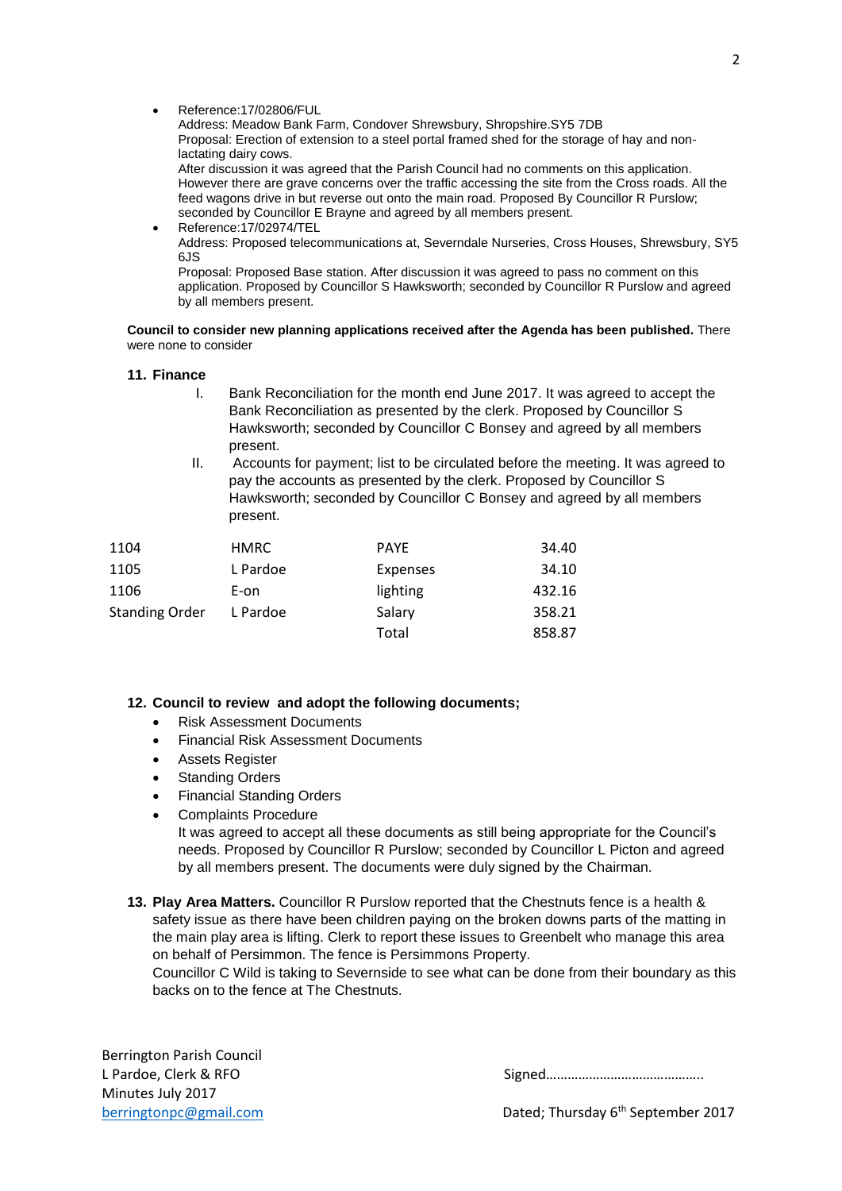- Reference:17/02806/FUL
  Address: Meadow Bank Farm, Condover Shrewsbury, Shropshire.SY5 7DB
  Proposal: Erection of extension to a steel portal framed shed for the storage of hay and non-lactating dairy cows.
  After discussion it was agreed that the Parish Council had no comments on this application. However there are grave concerns over the traffic accessing the site from the Cross roads. All the feed wagons drive in but reverse out onto the main road. Proposed By Councillor R Purslow; seconded by Councillor E Brayne and agreed by all members present.
- Reference:17/02974/TEL
  Address: Proposed telecommunications at, Severndale Nurseries, Cross Houses, Shrewsbury, SY5 6JS
  Proposal: Proposed Base station. After discussion it was agreed to pass no comment on this application. Proposed by Councillor S Hawksworth; seconded by Councillor R Purslow and agreed by all members present.

**Council to consider new planning applications received after the Agenda has been published.** There were none to consider

**11. Finance**

I. Bank Reconciliation for the month end June 2017. It was agreed to accept the Bank Reconciliation as presented by the clerk. Proposed by Councillor S Hawksworth; seconded by Councillor C Bonsey and agreed by all members present.

II. Accounts for payment; list to be circulated before the meeting. It was agreed to pay the accounts as presented by the clerk. Proposed by Councillor S Hawksworth; seconded by Councillor C Bonsey and agreed by all members present.

| | | | |
|---|---|---|---|
| 1104 | HMRC | PAYE | 34.40 |
| 1105 | L Pardoe | Expenses | 34.10 |
| 1106 | E-on | lighting | 432.16 |
| Standing Order | L Pardoe | Salary | 358.21 |
| | | Total | 858.87 |

**12. Council to review and adopt the following documents;**

- Risk Assessment Documents
- Financial Risk Assessment Documents
- Assets Register
- Standing Orders
- Financial Standing Orders
- Complaints Procedure
  It was agreed to accept all these documents as still being appropriate for the Council's needs. Proposed by Councillor R Purslow; seconded by Councillor L Picton and agreed by all members present. The documents were duly signed by the Chairman.

**13. Play Area Matters.** Councillor R Purslow reported that the Chestnuts fence is a health & safety issue as there have been children paying on the broken downs parts of the matting in the main play area is lifting. Clerk to report these issues to Greenbelt who manage this area on behalf of Persimmon. The fence is Persimmons Property.
Councillor C Wild is taking to Severnside to see what can be done from their boundary as this backs on to the fence at The Chestnuts.

Berrington Parish Council
L Pardoe, Clerk & RFO
Minutes July 2017
berringtonpc@gmail.com

Signed……………………………………..

Dated; Thursday 6th September 2017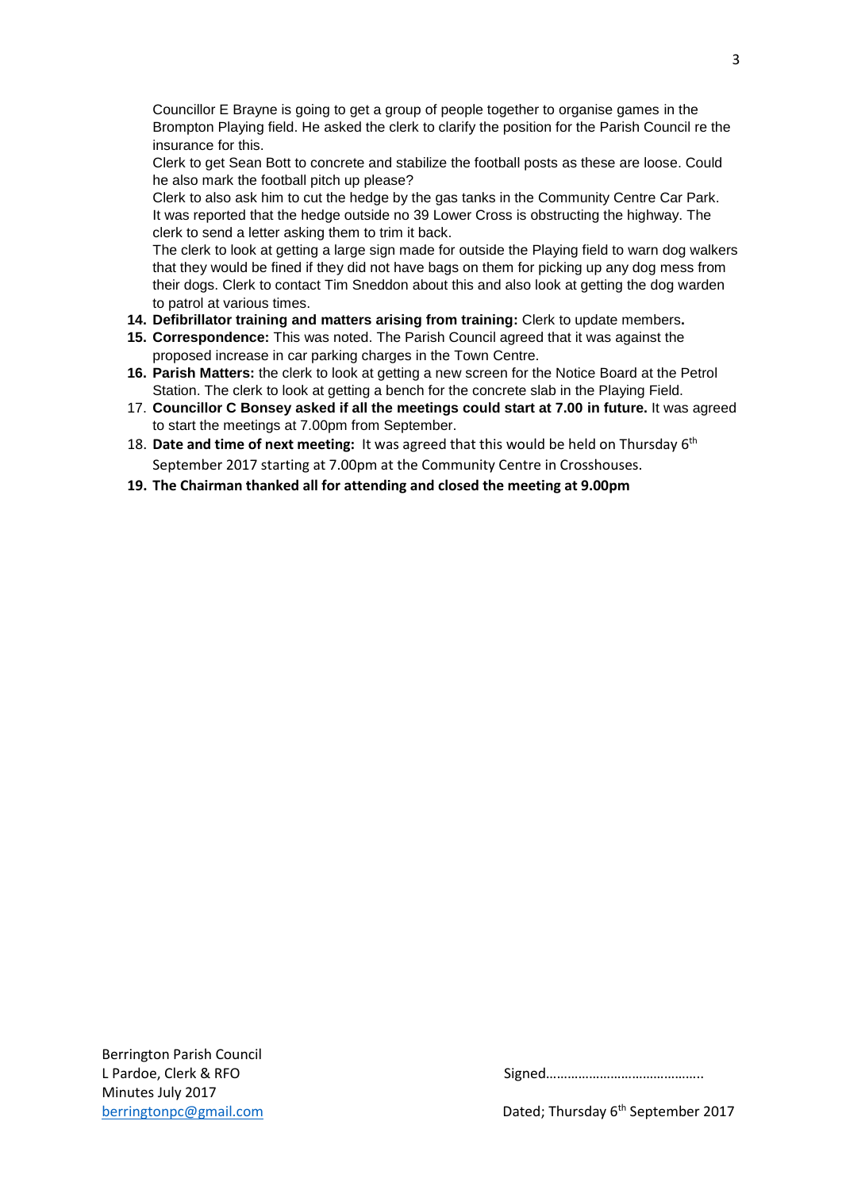Councillor E Brayne is going to get a group of people together to organise games in the Brompton Playing field. He asked the clerk to clarify the position for the Parish Council re the insurance for this.

Clerk to get Sean Bott to concrete and stabilize the football posts as these are loose. Could he also mark the football pitch up please?

Clerk to also ask him to cut the hedge by the gas tanks in the Community Centre Car Park.

It was reported that the hedge outside no 39 Lower Cross is obstructing the highway. The clerk to send a letter asking them to trim it back.

The clerk to look at getting a large sign made for outside the Playing field to warn dog walkers that they would be fined if they did not have bags on them for picking up any dog mess from their dogs. Clerk to contact Tim Sneddon about this and also look at getting the dog warden to patrol at various times.

14. **Defibrillator training and matters arising from training:** Clerk to update members**.**
15. **Correspondence:** This was noted. The Parish Council agreed that it was against the proposed increase in car parking charges in the Town Centre.
16. **Parish Matters:** the clerk to look at getting a new screen for the Notice Board at the Petrol Station. The clerk to look at getting a bench for the concrete slab in the Playing Field.
17. **Councillor C Bonsey asked if all the meetings could start at 7.00 in future.** It was agreed to start the meetings at 7.00pm from September.
18. **Date and time of next meeting:** It was agreed that this would be held on Thursday 6th September 2017 starting at 7.00pm at the Community Centre in Crosshouses.
19. **The Chairman thanked all for attending and closed the meeting at 9.00pm**

Berrington Parish Council
L Pardoe, Clerk & RFO
Minutes July 2017
berringtonpc@gmail.com

Signed……………………………………..

Dated; Thursday 6th September 2017